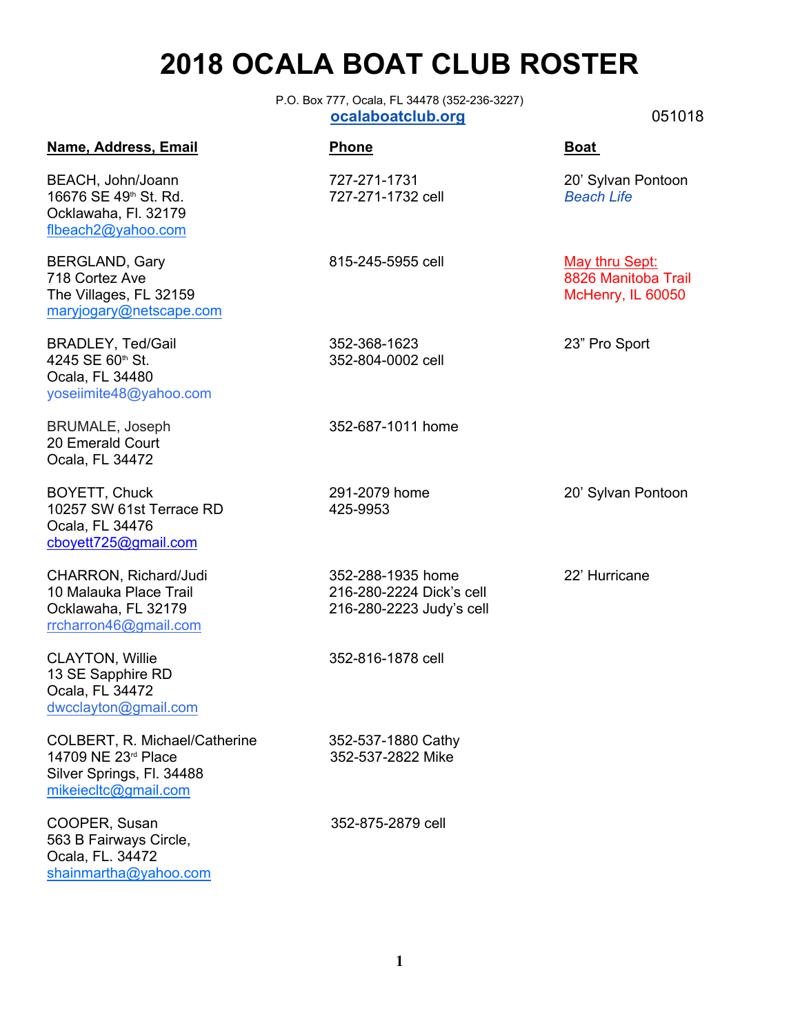# 2018 OCALA BOAT CLUB ROSTER

P.O. Box 777, Ocala, FL 34478 (352-236-3227)

**ocalaboatclub.org** 051018

| Name, Address, Email | Phone | Boat |
|---|---|---|
| BEACH, John/Joann<br>16676 SE 49th St. Rd.<br>Ocklawaha, Fl. 32179<br>flbeach2@yahoo.com | 727-271-1731<br>727-271-1732 cell | 20' Sylvan Pontoon<br>*Beach Life* |
| BERGLAND, Gary<br>718 Cortez Ave<br>The Villages, FL 32159<br>maryjogary@netscape.com | 815-245-5955 cell | May thru Sept:<br>8826 Manitoba Trail<br>McHenry, IL 60050 |
| BRADLEY, Ted/Gail<br>4245 SE 60th St.<br>Ocala, FL 34480<br>yoseiimite48@yahoo.com | 352-368-1623<br>352-804-0002 cell | 23" Pro Sport |
| BRUMALE, Joseph<br>20 Emerald Court<br>Ocala, FL 34472 | 352-687-1011 home | |
| BOYETT, Chuck<br>10257 SW 61st Terrace RD<br>Ocala, FL 34476<br>cboyett725@gmail.com | 291-2079 home<br>425-9953 | 20' Sylvan Pontoon |
| CHARRON, Richard/Judi<br>10 Malauka Place Trail<br>Ocklawaha, FL 32179<br>rrcharron46@gmail.com | 352-288-1935 home<br>216-280-2224 Dick's cell<br>216-280-2223 Judy's cell | 22' Hurricane |
| CLAYTON, Willie<br>13 SE Sapphire RD<br>Ocala, FL 34472<br>dwcclayton@gmail.com | 352-816-1878 cell | |
| COLBERT, R. Michael/Catherine<br>14709 NE 23rd Place<br>Silver Springs, Fl. 34488<br>mikeiecltc@gmail.com | 352-537-1880 Cathy<br>352-537-2822 Mike | |
| COOPER, Susan<br>563 B Fairways Circle,<br>Ocala, FL. 34472<br>shainmartha@yahoo.com | 352-875-2879 cell | |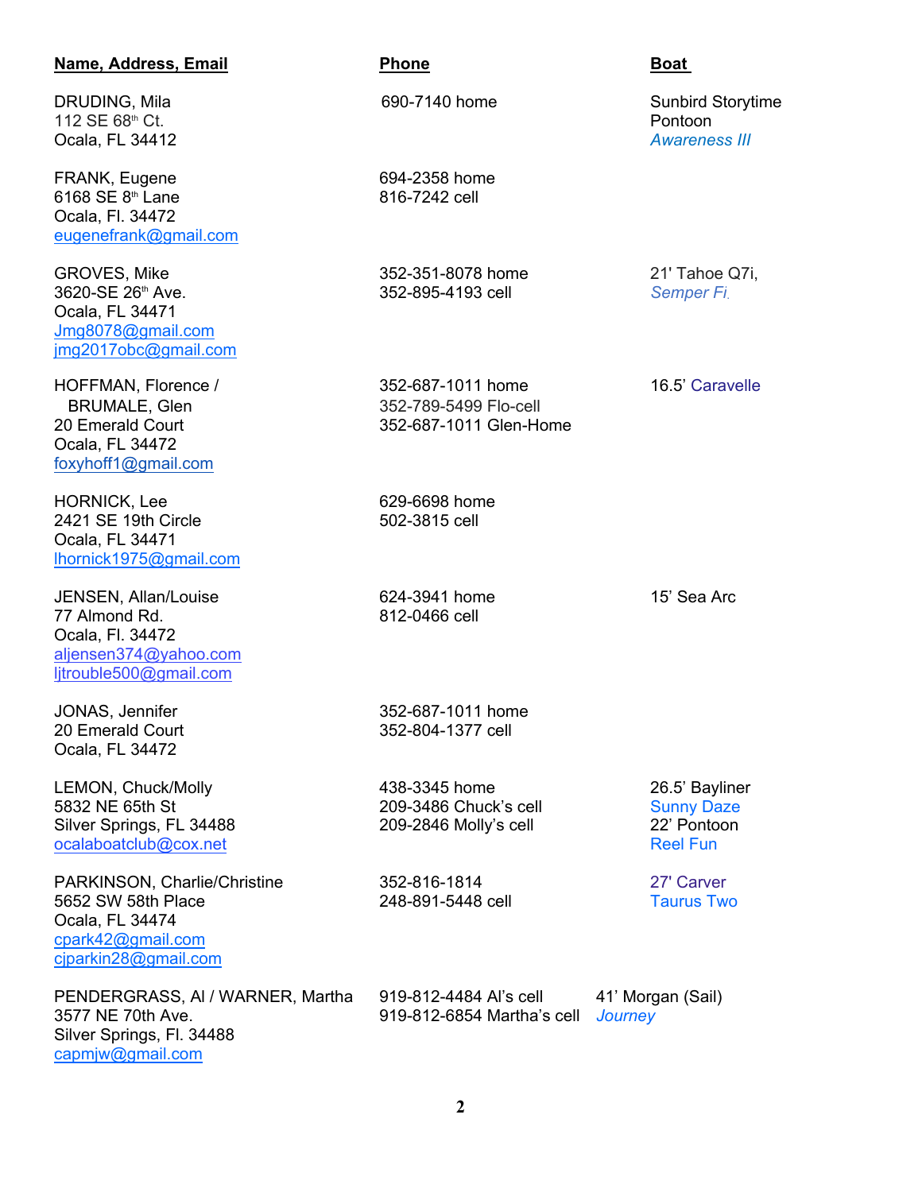| **Name, Address, Email** | **Phone** | **Boat** |
| --- | --- | --- |
| DRUDING, Mila<br>112 SE 68th Ct.<br>Ocala, FL 34412 | 690-7140 home | Sunbird Storytime<br>Pontoon<br>*Awareness III* |
| FRANK, Eugene<br>6168 SE 8th Lane<br>Ocala, Fl. 34472<br>eugenefrank@gmail.com | 694-2358 home<br>816-7242 cell | |
| GROVES, Mike<br>3620-SE 26th Ave.<br>Ocala, FL 34471<br>Jmg8078@gmail.com<br>jmg2017obc@gmail.com | 352-351-8078 home<br>352-895-4193 cell | 21' Tahoe Q7i,<br>*Semper Fi.* |
| HOFFMAN, Florence /<br>BRUMALE, Glen<br>20 Emerald Court<br>Ocala, FL 34472<br>foxyhoff1@gmail.com | 352-687-1011 home<br>352-789-5499 Flo-cell<br>352-687-1011 Glen-Home | 16.5' Caravelle |
| HORNICK, Lee<br>2421 SE 19th Circle<br>Ocala, FL 34471<br>lhornick1975@gmail.com | 629-6698 home<br>502-3815 cell | |
| JENSEN, Allan/Louise<br>77 Almond Rd.<br>Ocala, Fl. 34472<br>aljensen374@yahoo.com<br>ljtrouble500@gmail.com | 624-3941 home<br>812-0466 cell | 15' Sea Arc |
| JONAS, Jennifer<br>20 Emerald Court<br>Ocala, FL 34472 | 352-687-1011 home<br>352-804-1377 cell | |
| LEMON, Chuck/Molly<br>5832 NE 65th St<br>Silver Springs, FL 34488<br>ocalaboatclub@cox.net | 438-3345 home<br>209-3486 Chuck's cell<br>209-2846 Molly's cell | 26.5' Bayliner<br>Sunny Daze<br>22' Pontoon<br>Reel Fun |
| PARKINSON, Charlie/Christine<br>5652 SW 58th Place<br>Ocala, FL 34474<br>cpark42@gmail.com<br>cjparkin28@gmail.com | 352-816-1814<br>248-891-5448 cell | 27' Carver<br>Taurus Two |
| PENDERGRASS, Al / WARNER, Martha<br>3577 NE 70th Ave.<br>Silver Springs, Fl. 34488<br>capmjw@gmail.com | 919-812-4484 Al's cell<br>919-812-6854 Martha's cell | 41' Morgan (Sail)<br>*Journey* |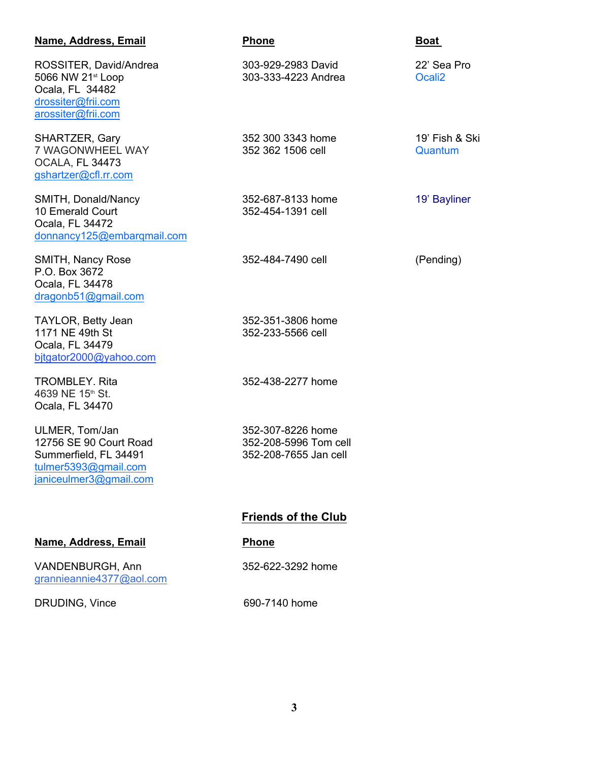| Name, Address, Email | Phone | Boat |
|---|---|---|
| ROSSITER, David/Andrea<br>5066 NW 21st Loop<br>Ocala, FL 34482<br>drossiter@frii.com<br>arossiter@frii.com | 303-929-2983 David<br>303-333-4223 Andrea | 22' Sea Pro<br>Ocali2 |
| SHARTZER, Gary<br>7 WAGONWHEEL WAY<br>OCALA, FL 34473<br>gshartzer@cfl.rr.com | 352 300 3343 home<br>352 362 1506 cell | 19' Fish & Ski<br>Quantum |
| SMITH, Donald/Nancy<br>10 Emerald Court<br>Ocala, FL 34472<br>donnancy125@embarqmail.com | 352-687-8133 home<br>352-454-1391 cell | 19' Bayliner |
| SMITH, Nancy Rose<br>P.O. Box 3672<br>Ocala, FL 34478<br>dragonb51@gmail.com | 352-484-7490 cell | (Pending) |
| TAYLOR, Betty Jean<br>1171 NE 49th St<br>Ocala, FL 34479<br>bjtgator2000@yahoo.com | 352-351-3806 home<br>352-233-5566 cell | |
| TROMBLEY. Rita<br>4639 NE 15th St.<br>Ocala, FL 34470 | 352-438-2277 home | |
| ULMER, Tom/Jan<br>12756 SE 90 Court Road<br>Summerfield, FL 34491<br>tulmer5393@gmail.com<br>janiceulmer3@gmail.com | 352-307-8226 home<br>352-208-5996 Tom cell<br>352-208-7655 Jan cell | |

## Friends of the Club

| Name, Address, Email | Phone |
|---|---|
| VANDENBURGH, Ann<br>grannieannie4377@aol.com | 352-622-3292 home |
| DRUDING, Vince | 690-7140 home |